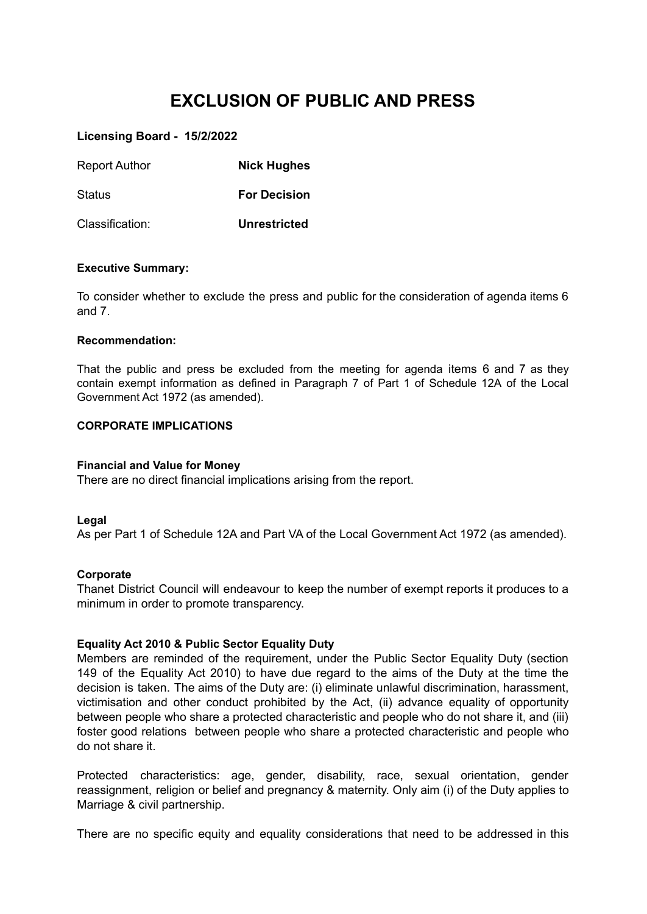# EXCLUSION OF PUBLIC AND PRESS

**Licensing Board - 15/2/2022**

| | |
|---|---|
| Report Author | **Nick Hughes** |
| Status | **For Decision** |
| Classification: | **Unrestricted** |

**Executive Summary:**

To consider whether to exclude the press and public for the consideration of agenda items 6 and 7.

**Recommendation:**

That the public and press be excluded from the meeting for agenda items 6 and 7 as they contain exempt information as defined in Paragraph 7 of Part 1 of Schedule 12A of the Local Government Act 1972 (as amended).

**CORPORATE IMPLICATIONS**

**Financial and Value for Money**
There are no direct financial implications arising from the report.

**Legal**
As per Part 1 of Schedule 12A and Part VA of the Local Government Act 1972 (as amended).

**Corporate**
Thanet District Council will endeavour to keep the number of exempt reports it produces to a minimum in order to promote transparency.

**Equality Act 2010 & Public Sector Equality Duty**
Members are reminded of the requirement, under the Public Sector Equality Duty (section 149 of the Equality Act 2010) to have due regard to the aims of the Duty at the time the decision is taken. The aims of the Duty are: (i) eliminate unlawful discrimination, harassment, victimisation and other conduct prohibited by the Act, (ii) advance equality of opportunity between people who share a protected characteristic and people who do not share it, and (iii) foster good relations between people who share a protected characteristic and people who do not share it.

Protected characteristics: age, gender, disability, race, sexual orientation, gender reassignment, religion or belief and pregnancy & maternity. Only aim (i) of the Duty applies to Marriage & civil partnership.

There are no specific equity and equality considerations that need to be addressed in this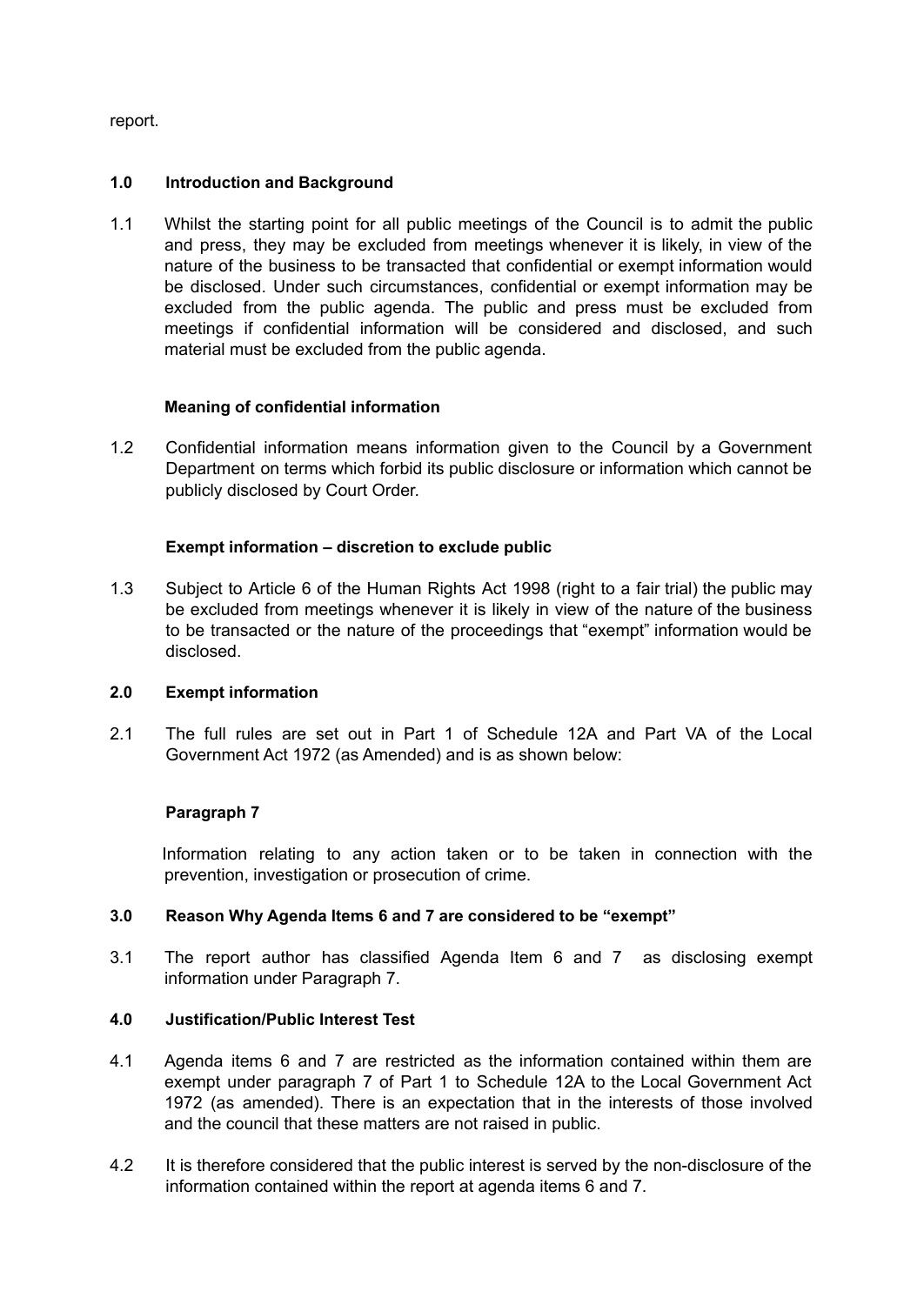report.

## 1.0 Introduction and Background

1.1 Whilst the starting point for all public meetings of the Council is to admit the public and press, they may be excluded from meetings whenever it is likely, in view of the nature of the business to be transacted that confidential or exempt information would be disclosed. Under such circumstances, confidential or exempt information may be excluded from the public agenda. The public and press must be excluded from meetings if confidential information will be considered and disclosed, and such material must be excluded from the public agenda.

### Meaning of confidential information

1.2 Confidential information means information given to the Council by a Government Department on terms which forbid its public disclosure or information which cannot be publicly disclosed by Court Order.

### Exempt information – discretion to exclude public

1.3 Subject to Article 6 of the Human Rights Act 1998 (right to a fair trial) the public may be excluded from meetings whenever it is likely in view of the nature of the business to be transacted or the nature of the proceedings that "exempt" information would be disclosed.

## 2.0 Exempt information

2.1 The full rules are set out in Part 1 of Schedule 12A and Part VA of the Local Government Act 1972 (as Amended) and is as shown below:

### Paragraph 7

Information relating to any action taken or to be taken in connection with the prevention, investigation or prosecution of crime.

## 3.0 Reason Why Agenda Items 6 and 7 are considered to be "exempt"

3.1 The report author has classified Agenda Item 6 and 7 as disclosing exempt information under Paragraph 7.

## 4.0 Justification/Public Interest Test

4.1 Agenda items 6 and 7 are restricted as the information contained within them are exempt under paragraph 7 of Part 1 to Schedule 12A to the Local Government Act 1972 (as amended). There is an expectation that in the interests of those involved and the council that these matters are not raised in public.

4.2 It is therefore considered that the public interest is served by the non-disclosure of the information contained within the report at agenda items 6 and 7.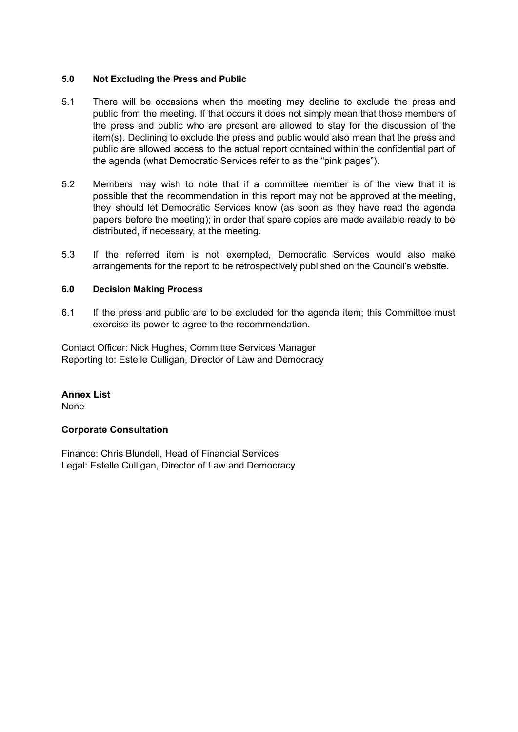## 5.0 Not Excluding the Press and Public

5.1 There will be occasions when the meeting may decline to exclude the press and public from the meeting. If that occurs it does not simply mean that those members of the press and public who are present are allowed to stay for the discussion of the item(s). Declining to exclude the press and public would also mean that the press and public are allowed access to the actual report contained within the confidential part of the agenda (what Democratic Services refer to as the "pink pages").

5.2 Members may wish to note that if a committee member is of the view that it is possible that the recommendation in this report may not be approved at the meeting, they should let Democratic Services know (as soon as they have read the agenda papers before the meeting); in order that spare copies are made available ready to be distributed, if necessary, at the meeting.

5.3 If the referred item is not exempted, Democratic Services would also make arrangements for the report to be retrospectively published on the Council's website.

## 6.0 Decision Making Process

6.1 If the press and public are to be excluded for the agenda item; this Committee must exercise its power to agree to the recommendation.

Contact Officer: Nick Hughes, Committee Services Manager
Reporting to: Estelle Culligan, Director of Law and Democracy

**Annex List**
None

**Corporate Consultation**

Finance: Chris Blundell, Head of Financial Services
Legal: Estelle Culligan, Director of Law and Democracy